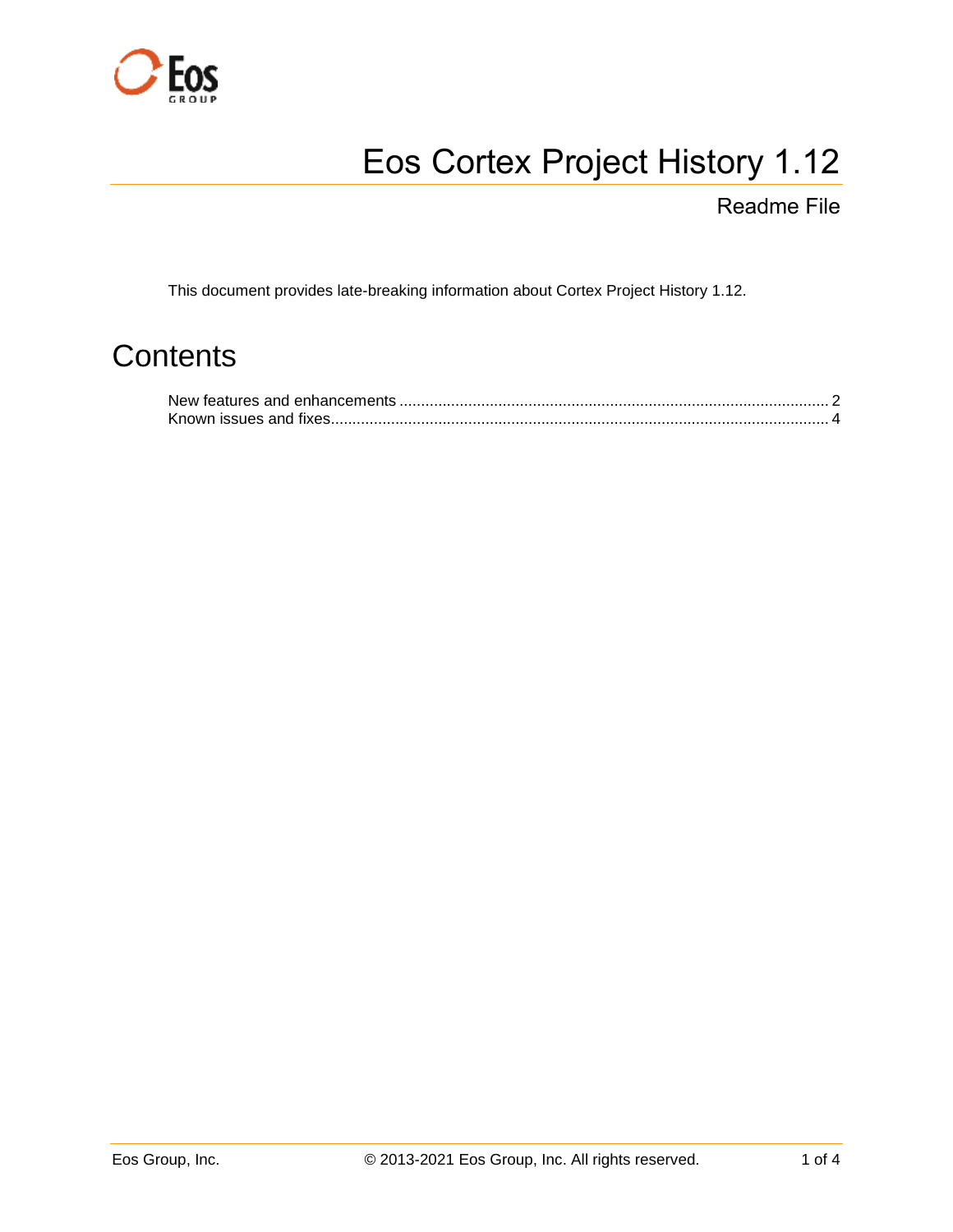# Eos Cortex Project History 1.12

## Readme File

This document provides late-breaking information about Cortex Project History 1.12.

# Contents

New features and enhancements .......... 2
Known issues and fixes .......... 4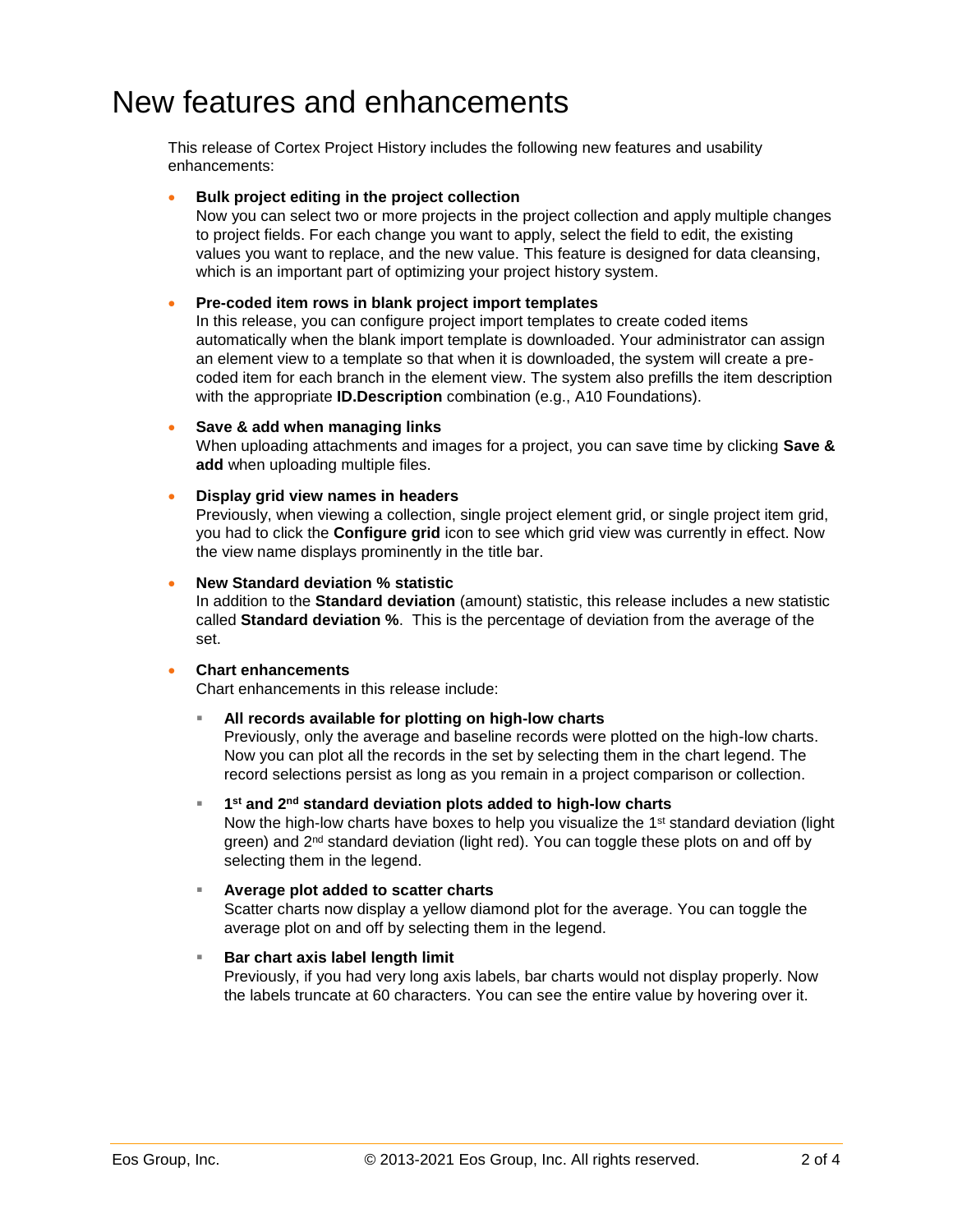# New features and enhancements

This release of Cortex Project History includes the following new features and usability enhancements:

- **Bulk project editing in the project collection**
  Now you can select two or more projects in the project collection and apply multiple changes to project fields. For each change you want to apply, select the field to edit, the existing values you want to replace, and the new value. This feature is designed for data cleansing, which is an important part of optimizing your project history system.

- **Pre-coded item rows in blank project import templates**
  In this release, you can configure project import templates to create coded items automatically when the blank import template is downloaded. Your administrator can assign an element view to a template so that when it is downloaded, the system will create a pre-coded item for each branch in the element view. The system also prefills the item description with the appropriate **ID.Description** combination (e.g., A10 Foundations).

- **Save & add when managing links**
  When uploading attachments and images for a project, you can save time by clicking **Save & add** when uploading multiple files.

- **Display grid view names in headers**
  Previously, when viewing a collection, single project element grid, or single project item grid, you had to click the **Configure grid** icon to see which grid view was currently in effect. Now the view name displays prominently in the title bar.

- **New Standard deviation % statistic**
  In addition to the **Standard deviation** (amount) statistic, this release includes a new statistic called **Standard deviation %**. This is the percentage of deviation from the average of the set.

- **Chart enhancements**
  Chart enhancements in this release include:

  - **All records available for plotting on high-low charts**
    Previously, only the average and baseline records were plotted on the high-low charts. Now you can plot all the records in the set by selecting them in the chart legend. The record selections persist as long as you remain in a project comparison or collection.

  - **1st and 2nd standard deviation plots added to high-low charts**
    Now the high-low charts have boxes to help you visualize the 1st standard deviation (light green) and 2nd standard deviation (light red). You can toggle these plots on and off by selecting them in the legend.

  - **Average plot added to scatter charts**
    Scatter charts now display a yellow diamond plot for the average. You can toggle the average plot on and off by selecting them in the legend.

  - **Bar chart axis label length limit**
    Previously, if you had very long axis labels, bar charts would not display properly. Now the labels truncate at 60 characters. You can see the entire value by hovering over it.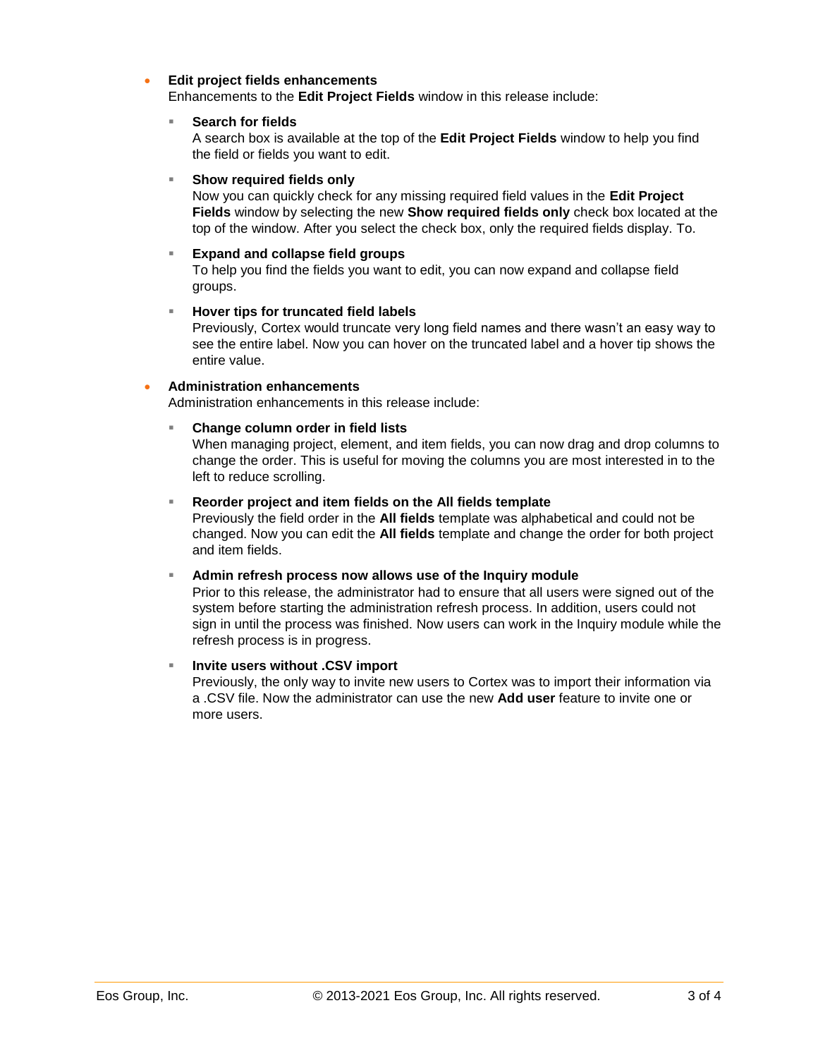- **Edit project fields enhancements**
  Enhancements to the **Edit Project Fields** window in this release include:

  - **Search for fields**
    A search box is available at the top of the **Edit Project Fields** window to help you find the field or fields you want to edit.

  - **Show required fields only**
    Now you can quickly check for any missing required field values in the **Edit Project Fields** window by selecting the new **Show required fields only** check box located at the top of the window. After you select the check box, only the required fields display. To.

  - **Expand and collapse field groups**
    To help you find the fields you want to edit, you can now expand and collapse field groups.

  - **Hover tips for truncated field labels**
    Previously, Cortex would truncate very long field names and there wasn't an easy way to see the entire label. Now you can hover on the truncated label and a hover tip shows the entire value.

- **Administration enhancements**
  Administration enhancements in this release include:

  - **Change column order in field lists**
    When managing project, element, and item fields, you can now drag and drop columns to change the order. This is useful for moving the columns you are most interested in to the left to reduce scrolling.

  - **Reorder project and item fields on the All fields template**
    Previously the field order in the **All fields** template was alphabetical and could not be changed. Now you can edit the **All fields** template and change the order for both project and item fields.

  - **Admin refresh process now allows use of the Inquiry module**
    Prior to this release, the administrator had to ensure that all users were signed out of the system before starting the administration refresh process. In addition, users could not sign in until the process was finished. Now users can work in the Inquiry module while the refresh process is in progress.

  - **Invite users without .CSV import**
    Previously, the only way to invite new users to Cortex was to import their information via a .CSV file. Now the administrator can use the new **Add user** feature to invite one or more users.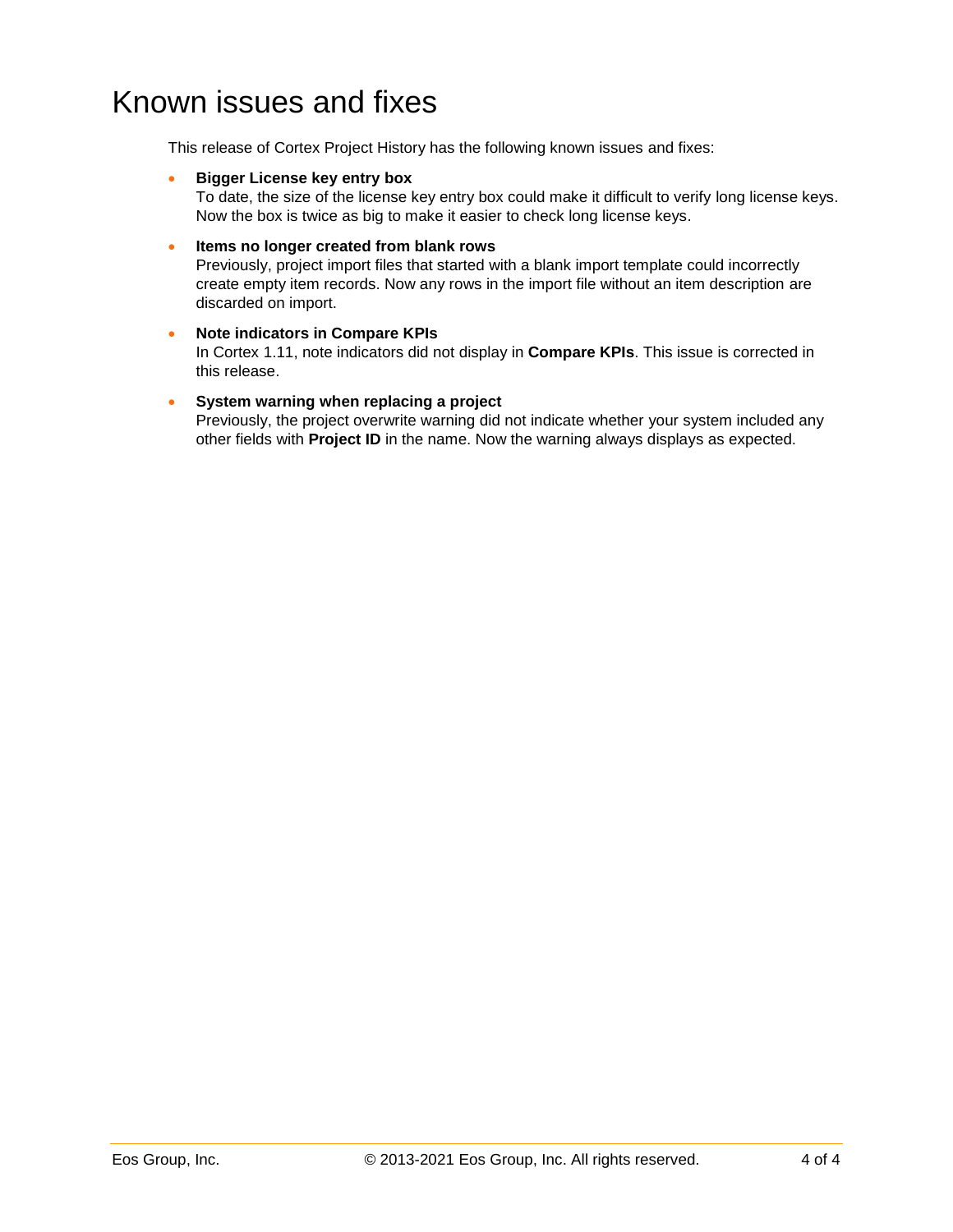# Known issues and fixes

This release of Cortex Project History has the following known issues and fixes:

- **Bigger License key entry box**
  To date, the size of the license key entry box could make it difficult to verify long license keys. Now the box is twice as big to make it easier to check long license keys.

- **Items no longer created from blank rows**
  Previously, project import files that started with a blank import template could incorrectly create empty item records. Now any rows in the import file without an item description are discarded on import.

- **Note indicators in Compare KPIs**
  In Cortex 1.11, note indicators did not display in **Compare KPIs**. This issue is corrected in this release.

- **System warning when replacing a project**
  Previously, the project overwrite warning did not indicate whether your system included any other fields with **Project ID** in the name. Now the warning always displays as expected.